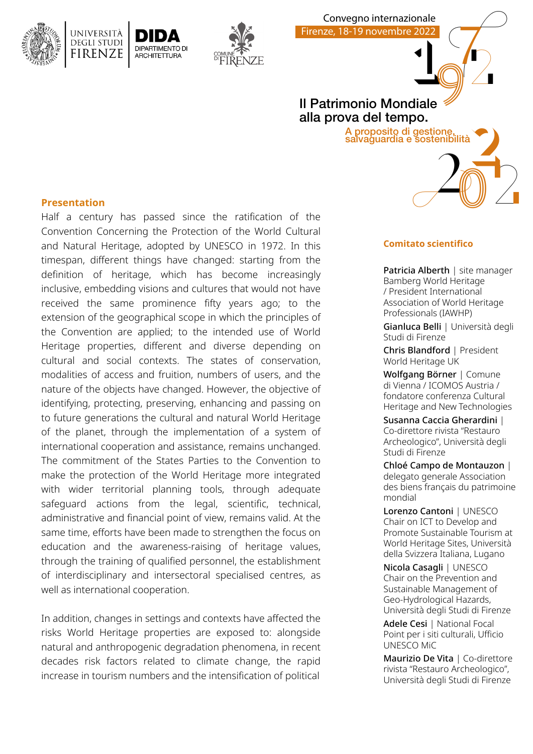UNIVERSITÀ DEGLI STUDI FIRENZE | DIDA DIPARTIMENTO DI ARCHITETTURA | COMUNE DI FIRENZE

Convegno internazionale

Firenze, 18-19 novembre 2022

# Il Patrimonio Mondiale alla prova del tempo.

## A proposito di gestione, salvaguardia e sostenibilità

1972 – 2022

### Presentation

Half a century has passed since the ratification of the Convention Concerning the Protection of the World Cultural and Natural Heritage, adopted by UNESCO in 1972. In this timespan, different things have changed: starting from the definition of heritage, which has become increasingly inclusive, embedding visions and cultures that would not have received the same prominence fifty years ago; to the extension of the geographical scope in which the principles of the Convention are applied; to the intended use of World Heritage properties, different and diverse depending on cultural and social contexts. The states of conservation, modalities of access and fruition, numbers of users, and the nature of the objects have changed. However, the objective of identifying, protecting, preserving, enhancing and passing on to future generations the cultural and natural World Heritage of the planet, through the implementation of a system of international cooperation and assistance, remains unchanged. The commitment of the States Parties to the Convention to make the protection of the World Heritage more integrated with wider territorial planning tools, through adequate safeguard actions from the legal, scientific, technical, administrative and financial point of view, remains valid. At the same time, efforts have been made to strengthen the focus on education and the awareness-raising of heritage values, through the training of qualified personnel, the establishment of interdisciplinary and intersectoral specialised centres, as well as international cooperation.

In addition, changes in settings and contexts have affected the risks World Heritage properties are exposed to: alongside natural and anthropogenic degradation phenomena, in recent decades risk factors related to climate change, the rapid increase in tourism numbers and the intensification of political

### Comitato scientifico

**Patricia Alberth** | site manager Bamberg World Heritage / President International Association of World Heritage Professionals (IAWHP)

**Gianluca Belli** | Università degli Studi di Firenze

**Chris Blandford** | President World Heritage UK

**Wolfgang Börner** | Comune di Vienna / ICOMOS Austria / fondatore conferenza Cultural Heritage and New Technologies

**Susanna Caccia Gherardini** | Co-direttore rivista "Restauro Archeologico", Università degli Studi di Firenze

**Chloé Campo de Montauzon** | delegato generale Association des biens français du patrimoine mondial

**Lorenzo Cantoni** | UNESCO Chair on ICT to Develop and Promote Sustainable Tourism at World Heritage Sites, Università della Svizzera Italiana, Lugano

**Nicola Casagli** | UNESCO Chair on the Prevention and Sustainable Management of Geo-Hydrological Hazards, Università degli Studi di Firenze

**Adele Cesi** | National Focal Point per i siti culturali, Ufficio UNESCO MiC

**Maurizio De Vita** | Co-direttore rivista "Restauro Archeologico", Università degli Studi di Firenze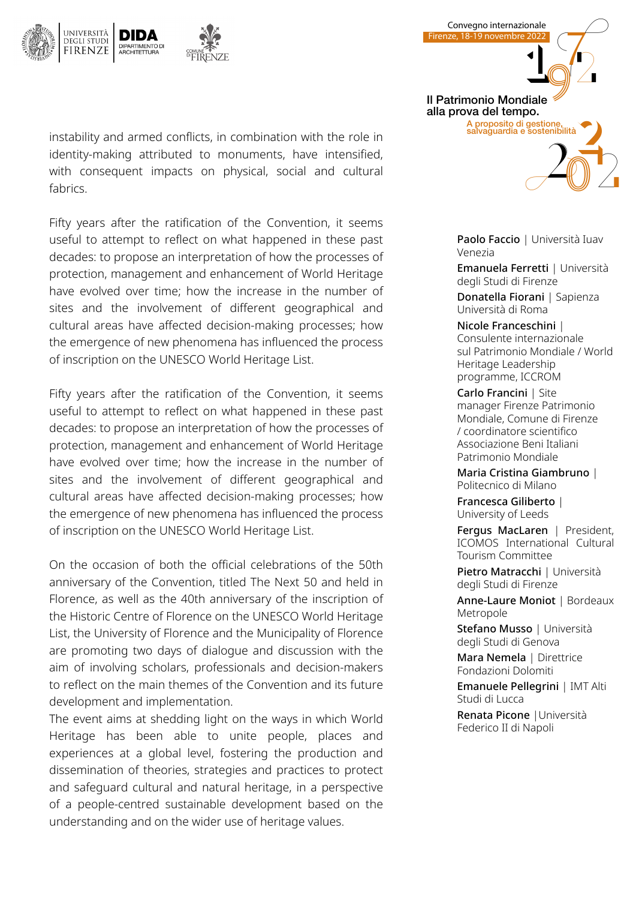instability and armed conflicts, in combination with the role in identity-making attributed to monuments, have intensified, with consequent impacts on physical, social and cultural fabrics.

Fifty years after the ratification of the Convention, it seems useful to attempt to reflect on what happened in these past decades: to propose an interpretation of how the processes of protection, management and enhancement of World Heritage have evolved over time; how the increase in the number of sites and the involvement of different geographical and cultural areas have affected decision-making processes; how the emergence of new phenomena has influenced the process of inscription on the UNESCO World Heritage List.

Fifty years after the ratification of the Convention, it seems useful to attempt to reflect on what happened in these past decades: to propose an interpretation of how the processes of protection, management and enhancement of World Heritage have evolved over time; how the increase in the number of sites and the involvement of different geographical and cultural areas have affected decision-making processes; how the emergence of new phenomena has influenced the process of inscription on the UNESCO World Heritage List.

On the occasion of both the official celebrations of the 50th anniversary of the Convention, titled The Next 50 and held in Florence, as well as the 40th anniversary of the inscription of the Historic Centre of Florence on the UNESCO World Heritage List, the University of Florence and the Municipality of Florence are promoting two days of dialogue and discussion with the aim of involving scholars, professionals and decision-makers to reflect on the main themes of the Convention and its future development and implementation.
The event aims at shedding light on the ways in which World Heritage has been able to unite people, places and experiences at a global level, fostering the production and dissemination of theories, strategies and practices to protect and safeguard cultural and natural heritage, in a perspective of a people-centred sustainable development based on the understanding and on the wider use of heritage values.

**Paolo Faccio** | Università Iuav Venezia

**Emanuela Ferretti** | Università degli Studi di Firenze

**Donatella Fiorani** | Sapienza Università di Roma

**Nicole Franceschini** | Consulente internazionale sul Patrimonio Mondiale / World Heritage Leadership programme, ICCROM

**Carlo Francini** | Site manager Firenze Patrimonio Mondiale, Comune di Firenze / coordinatore scientifico Associazione Beni Italiani Patrimonio Mondiale

**Maria Cristina Giambruno** | Politecnico di Milano

**Francesca Giliberto** | University of Leeds

**Fergus MacLaren** | President, ICOMOS International Cultural Tourism Committee

**Pietro Matracchi** | Università degli Studi di Firenze

**Anne-Laure Moniot** | Bordeaux Metropole

**Stefano Musso** | Università degli Studi di Genova

**Mara Nemela** | Direttrice Fondazioni Dolomiti

**Emanuele Pellegrini** | IMT Alti Studi di Lucca

**Renata Picone** |Università Federico II di Napoli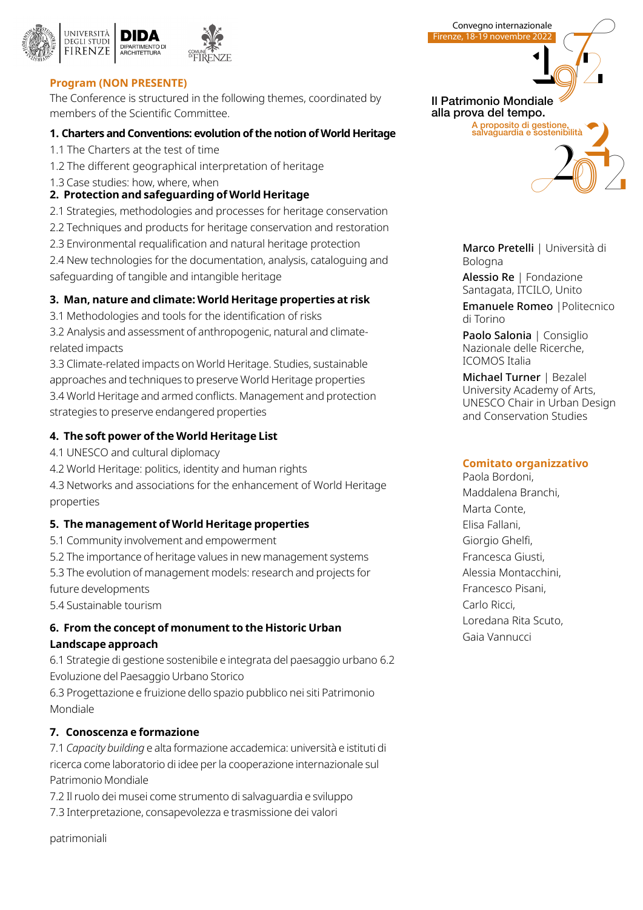UNIVERSITÀ DEGLI STUDI FIRENZE | DIDA DIPARTIMENTO DI ARCHITETTURA | COMUNE DI FIRENZE

Convegno internazionale
Firenze, 18-19 novembre 2022

Il Patrimonio Mondiale alla prova del tempo.
A proposito di gestione, salvaguardia e sostenibilità

1972 2022

## Program (NON PRESENTE)

The Conference is structured in the following themes, coordinated by members of the Scientific Committee.

### 1. Charters and Conventions: evolution of the notion of World Heritage

1.1 The Charters at the test of time

1.2 The different geographical interpretation of heritage

1.3 Case studies: how, where, when

### 2. Protection and safeguarding of World Heritage

2.1 Strategies, methodologies and processes for heritage conservation

2.2 Techniques and products for heritage conservation and restoration

2.3 Environmental requalification and natural heritage protection

2.4 New technologies for the documentation, analysis, cataloguing and safeguarding of tangible and intangible heritage

### 3. Man, nature and climate: World Heritage properties at risk

3.1 Methodologies and tools for the identification of risks

3.2 Analysis and assessment of anthropogenic, natural and climate-related impacts

3.3 Climate-related impacts on World Heritage. Studies, sustainable approaches and techniques to preserve World Heritage properties

3.4 World Heritage and armed conflicts. Management and protection strategies to preserve endangered properties

### 4. The soft power of the World Heritage List

4.1 UNESCO and cultural diplomacy

4.2 World Heritage: politics, identity and human rights

4.3 Networks and associations for the enhancement of World Heritage properties

### 5. The management of World Heritage properties

5.1 Community involvement and empowerment

5.2 The importance of heritage values in new management systems

5.3 The evolution of management models: research and projects for future developments

5.4 Sustainable tourism

### 6. From the concept of monument to the Historic Urban Landscape approach

6.1 Strategie di gestione sostenibile e integrata del paesaggio urbano 6.2 Evoluzione del Paesaggio Urbano Storico

6.3 Progettazione e fruizione dello spazio pubblico nei siti Patrimonio Mondiale

### 7. Conoscenza e formazione

7.1 *Capacity building* e alta formazione accademica: università e istituti di ricerca come laboratorio di idee per la cooperazione internazionale sul Patrimonio Mondiale

7.2 Il ruolo dei musei come strumento di salvaguardia e sviluppo

7.3 Interpretazione, consapevolezza e trasmissione dei valori

patrimoniali

Marco Pretelli | Università di Bologna

Alessio Re | Fondazione Santagata, ITCILO, Unito

Emanuele Romeo | Politecnico di Torino

Paolo Salonia | Consiglio Nazionale delle Ricerche, ICOMOS Italia

Michael Turner | Bezalel University Academy of Arts, UNESCO Chair in Urban Design and Conservation Studies

## Comitato organizzativo

Paola Bordoni,
Maddalena Branchi,
Marta Conte,
Elisa Fallani,
Giorgio Ghelfi,
Francesca Giusti,
Alessia Montacchini,
Francesco Pisani,
Carlo Ricci,
Loredana Rita Scuto,
Gaia Vannucci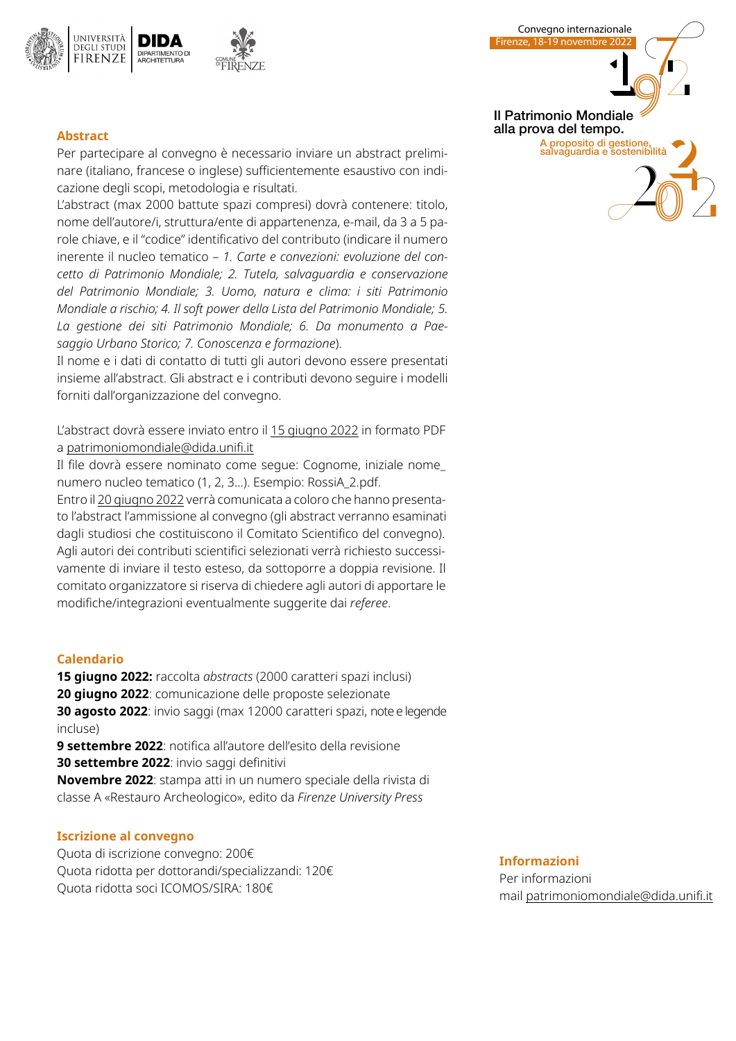Convegno internazionale
Firenze, 18-19 novembre 2022

Il Patrimonio Mondiale alla prova del tempo.
A proposito di gestione, salvaguardia e sostenibilità

## Abstract

Per partecipare al convegno è necessario inviare un abstract preliminare (italiano, francese o inglese) sufficientemente esaustivo con indicazione degli scopi, metodologia e risultati.

L'abstract (max 2000 battute spazi compresi) dovrà contenere: titolo, nome dell'autore/i, struttura/ente di appartenenza, e-mail, da 3 a 5 parole chiave, e il "codice" identificativo del contributo (indicare il numero inerente il nucleo tematico – *1. Carte e convezioni: evoluzione del concetto di Patrimonio Mondiale; 2. Tutela, salvaguardia e conservazione del Patrimonio Mondiale; 3. Uomo, natura e clima: i siti Patrimonio Mondiale a rischio; 4. Il soft power della Lista del Patrimonio Mondiale; 5. La gestione dei siti Patrimonio Mondiale; 6. Da monumento a Paesaggio Urbano Storico; 7. Conoscenza e formazione*).

Il nome e i dati di contatto di tutti gli autori devono essere presentati insieme all'abstract. Gli abstract e i contributi devono seguire i modelli forniti dall'organizzazione del convegno.

L'abstract dovrà essere inviato entro il 15 giugno 2022 in formato PDF a patrimoniomondiale@dida.unifi.it

Il file dovrà essere nominato come segue: Cognome, iniziale nome_ numero nucleo tematico (1, 2, 3...). Esempio: RossiA_2.pdf.

Entro il 20 giugno 2022 verrà comunicata a coloro che hanno presentato l'abstract l'ammissione al convegno (gli abstract verranno esaminati dagli studiosi che costituiscono il Comitato Scientifico del convegno). Agli autori dei contributi scientifici selezionati verrà richiesto successivamente di inviare il testo esteso, da sottoporre a doppia revisione. Il comitato organizzatore si riserva di chiedere agli autori di apportare le modifiche/integrazioni eventualmente suggerite dai *referee*.

## Calendario

**15 giugno 2022:** raccolta *abstracts* (2000 caratteri spazi inclusi)
**20 giugno 2022**: comunicazione delle proposte selezionate
**30 agosto 2022**: invio saggi (max 12000 caratteri spazi, note e legende incluse)
**9 settembre 2022**: notifica all'autore dell'esito della revisione
**30 settembre 2022**: invio saggi definitivi
**Novembre 2022**: stampa atti in un numero speciale della rivista di classe A «Restauro Archeologico», edito da *Firenze University Press*

## Iscrizione al convegno

Quota di iscrizione convegno: 200€
Quota ridotta per dottorandi/specializzandi: 120€
Quota ridotta soci ICOMOS/SIRA: 180€

## Informazioni

Per informazioni
mail patrimoniomondiale@dida.unifi.it